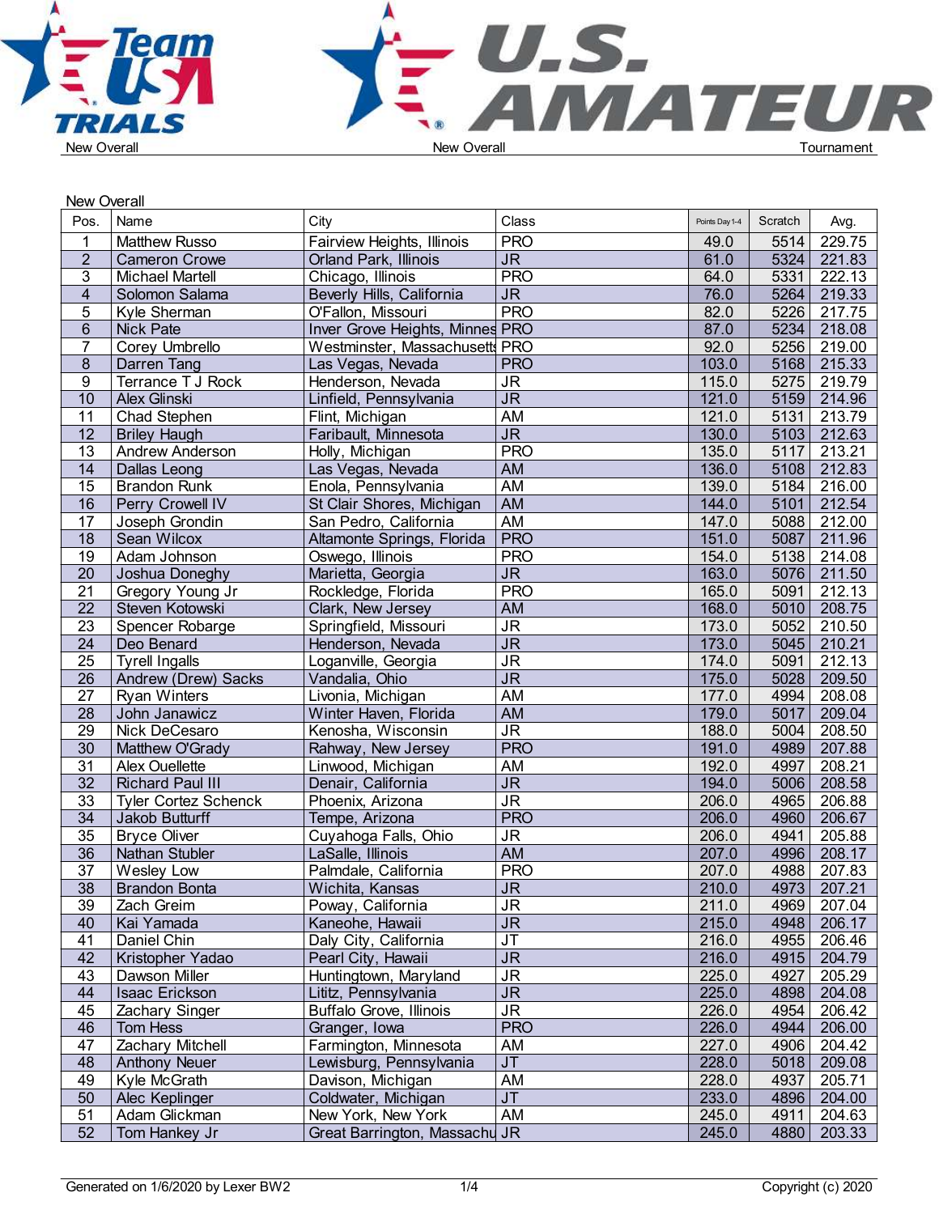New Overall

| Pos. | Name | City | Class | Points Day 1-4 | Scratch | Avg. |
|---|---|---|---|---|---|---|
| 1 | Matthew Russo | Fairview Heights, Illinois | PRO | 49.0 | 5514 | 229.75 |
| 2 | Cameron Crowe | Orland Park, Illinois | JR | 61.0 | 5324 | 221.83 |
| 3 | Michael Martell | Chicago, Illinois | PRO | 64.0 | 5331 | 222.13 |
| 4 | Solomon Salama | Beverly Hills, California | JR | 76.0 | 5264 | 219.33 |
| 5 | Kyle Sherman | O'Fallon, Missouri | PRO | 82.0 | 5226 | 217.75 |
| 6 | Nick Pate | Inver Grove Heights, Minnes | PRO | 87.0 | 5234 | 218.08 |
| 7 | Corey Umbrello | Westminster, Massachusetts | PRO | 92.0 | 5256 | 219.00 |
| 8 | Darren Tang | Las Vegas, Nevada | PRO | 103.0 | 5168 | 215.33 |
| 9 | Terrance T J Rock | Henderson, Nevada | JR | 115.0 | 5275 | 219.79 |
| 10 | Alex Glinski | Linfield, Pennsylvania | JR | 121.0 | 5159 | 214.96 |
| 11 | Chad Stephen | Flint, Michigan | AM | 121.0 | 5131 | 213.79 |
| 12 | Briley Haugh | Faribault, Minnesota | JR | 130.0 | 5103 | 212.63 |
| 13 | Andrew Anderson | Holly, Michigan | PRO | 135.0 | 5117 | 213.21 |
| 14 | Dallas Leong | Las Vegas, Nevada | AM | 136.0 | 5108 | 212.83 |
| 15 | Brandon Runk | Enola, Pennsylvania | AM | 139.0 | 5184 | 216.00 |
| 16 | Perry Crowell IV | St Clair Shores, Michigan | AM | 144.0 | 5101 | 212.54 |
| 17 | Joseph Grondin | San Pedro, California | AM | 147.0 | 5088 | 212.00 |
| 18 | Sean Wilcox | Altamonte Springs, Florida | PRO | 151.0 | 5087 | 211.96 |
| 19 | Adam Johnson | Oswego, Illinois | PRO | 154.0 | 5138 | 214.08 |
| 20 | Joshua Doneghy | Marietta, Georgia | JR | 163.0 | 5076 | 211.50 |
| 21 | Gregory Young Jr | Rockledge, Florida | PRO | 165.0 | 5091 | 212.13 |
| 22 | Steven Kotowski | Clark, New Jersey | AM | 168.0 | 5010 | 208.75 |
| 23 | Spencer Robarge | Springfield, Missouri | JR | 173.0 | 5052 | 210.50 |
| 24 | Deo Benard | Henderson, Nevada | JR | 173.0 | 5045 | 210.21 |
| 25 | Tyrell Ingalls | Loganville, Georgia | JR | 174.0 | 5091 | 212.13 |
| 26 | Andrew (Drew) Sacks | Vandalia, Ohio | JR | 175.0 | 5028 | 209.50 |
| 27 | Ryan Winters | Livonia, Michigan | AM | 177.0 | 4994 | 208.08 |
| 28 | John Janawicz | Winter Haven, Florida | AM | 179.0 | 5017 | 209.04 |
| 29 | Nick DeCesaro | Kenosha, Wisconsin | JR | 188.0 | 5004 | 208.50 |
| 30 | Matthew O'Grady | Rahway, New Jersey | PRO | 191.0 | 4989 | 207.88 |
| 31 | Alex Ouellette | Linwood, Michigan | AM | 192.0 | 4997 | 208.21 |
| 32 | Richard Paul III | Denair, California | JR | 194.0 | 5006 | 208.58 |
| 33 | Tyler Cortez Schenck | Phoenix, Arizona | JR | 206.0 | 4965 | 206.88 |
| 34 | Jakob Butturff | Tempe, Arizona | PRO | 206.0 | 4960 | 206.67 |
| 35 | Bryce Oliver | Cuyahoga Falls, Ohio | JR | 206.0 | 4941 | 205.88 |
| 36 | Nathan Stubler | LaSalle, Illinois | AM | 207.0 | 4996 | 208.17 |
| 37 | Wesley Low | Palmdale, California | PRO | 207.0 | 4988 | 207.83 |
| 38 | Brandon Bonta | Wichita, Kansas | JR | 210.0 | 4973 | 207.21 |
| 39 | Zach Greim | Poway, California | JR | 211.0 | 4969 | 207.04 |
| 40 | Kai Yamada | Kaneohe, Hawaii | JR | 215.0 | 4948 | 206.17 |
| 41 | Daniel Chin | Daly City, California | JT | 216.0 | 4955 | 206.46 |
| 42 | Kristopher Yadao | Pearl City, Hawaii | JR | 216.0 | 4915 | 204.79 |
| 43 | Dawson Miller | Huntingtown, Maryland | JR | 225.0 | 4927 | 205.29 |
| 44 | Isaac Erickson | Lititz, Pennsylvania | JR | 225.0 | 4898 | 204.08 |
| 45 | Zachary Singer | Buffalo Grove, Illinois | JR | 226.0 | 4954 | 206.42 |
| 46 | Tom Hess | Granger, Iowa | PRO | 226.0 | 4944 | 206.00 |
| 47 | Zachary Mitchell | Farmington, Minnesota | AM | 227.0 | 4906 | 204.42 |
| 48 | Anthony Neuer | Lewisburg, Pennsylvania | JT | 228.0 | 5018 | 209.08 |
| 49 | Kyle McGrath | Davison, Michigan | AM | 228.0 | 4937 | 205.71 |
| 50 | Alec Keplinger | Coldwater, Michigan | JT | 233.0 | 4896 | 204.00 |
| 51 | Adam Glickman | New York, New York | AM | 245.0 | 4911 | 204.63 |
| 52 | Tom Hankey Jr | Great Barrington, Massachu | JR | 245.0 | 4880 | 203.33 |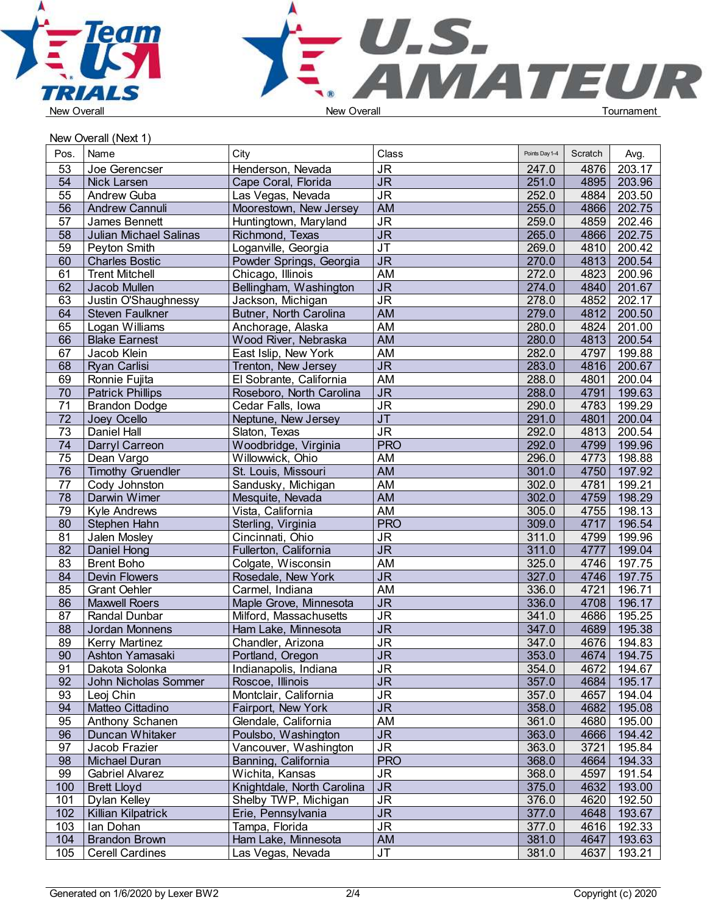New Overall (Next 1)

| Pos. | Name | City | Class | Points Day 1-4 | Scratch | Avg. |
|---|---|---|---|---|---|---|
| 53 | Joe Gerencser | Henderson, Nevada | JR | 247.0 | 4876 | 203.17 |
| 54 | Nick Larsen | Cape Coral, Florida | JR | 251.0 | 4895 | 203.96 |
| 55 | Andrew Guba | Las Vegas, Nevada | JR | 252.0 | 4884 | 203.50 |
| 56 | Andrew Cannuli | Moorestown, New Jersey | AM | 255.0 | 4866 | 202.75 |
| 57 | James Bennett | Huntingtown, Maryland | JR | 259.0 | 4859 | 202.46 |
| 58 | Julian Michael Salinas | Richmond, Texas | JR | 265.0 | 4866 | 202.75 |
| 59 | Peyton Smith | Loganville, Georgia | JT | 269.0 | 4810 | 200.42 |
| 60 | Charles Bostic | Powder Springs, Georgia | JR | 270.0 | 4813 | 200.54 |
| 61 | Trent Mitchell | Chicago, Illinois | AM | 272.0 | 4823 | 200.96 |
| 62 | Jacob Mullen | Bellingham, Washington | JR | 274.0 | 4840 | 201.67 |
| 63 | Justin O'Shaughnessy | Jackson, Michigan | JR | 278.0 | 4852 | 202.17 |
| 64 | Steven Faulkner | Butner, North Carolina | AM | 279.0 | 4812 | 200.50 |
| 65 | Logan Williams | Anchorage, Alaska | AM | 280.0 | 4824 | 201.00 |
| 66 | Blake Earnest | Wood River, Nebraska | AM | 280.0 | 4813 | 200.54 |
| 67 | Jacob Klein | East Islip, New York | AM | 282.0 | 4797 | 199.88 |
| 68 | Ryan Carlisi | Trenton, New Jersey | JR | 283.0 | 4816 | 200.67 |
| 69 | Ronnie Fujita | El Sobrante, California | AM | 288.0 | 4801 | 200.04 |
| 70 | Patrick Phillips | Roseboro, North Carolina | JR | 288.0 | 4791 | 199.63 |
| 71 | Brandon Dodge | Cedar Falls, Iowa | JR | 290.0 | 4783 | 199.29 |
| 72 | Joey Ocello | Neptune, New Jersey | JT | 291.0 | 4801 | 200.04 |
| 73 | Daniel Hall | Slaton, Texas | JR | 292.0 | 4813 | 200.54 |
| 74 | Darryl Carreon | Woodbridge, Virginia | PRO | 292.0 | 4799 | 199.96 |
| 75 | Dean Vargo | Willowwick, Ohio | AM | 296.0 | 4773 | 198.88 |
| 76 | Timothy Gruendler | St. Louis, Missouri | AM | 301.0 | 4750 | 197.92 |
| 77 | Cody Johnston | Sandusky, Michigan | AM | 302.0 | 4781 | 199.21 |
| 78 | Darwin Wimer | Mesquite, Nevada | AM | 302.0 | 4759 | 198.29 |
| 79 | Kyle Andrews | Vista, California | AM | 305.0 | 4755 | 198.13 |
| 80 | Stephen Hahn | Sterling, Virginia | PRO | 309.0 | 4717 | 196.54 |
| 81 | Jalen Mosley | Cincinnati, Ohio | JR | 311.0 | 4799 | 199.96 |
| 82 | Daniel Hong | Fullerton, California | JR | 311.0 | 4777 | 199.04 |
| 83 | Brent Boho | Colgate, Wisconsin | AM | 325.0 | 4746 | 197.75 |
| 84 | Devin Flowers | Rosedale, New York | JR | 327.0 | 4746 | 197.75 |
| 85 | Grant Oehler | Carmel, Indiana | AM | 336.0 | 4721 | 196.71 |
| 86 | Maxwell Roers | Maple Grove, Minnesota | JR | 336.0 | 4708 | 196.17 |
| 87 | Randal Dunbar | Milford, Massachusetts | JR | 341.0 | 4686 | 195.25 |
| 88 | Jordan Monnens | Ham Lake, Minnesota | JR | 347.0 | 4689 | 195.38 |
| 89 | Kerry Martinez | Chandler, Arizona | JR | 347.0 | 4676 | 194.83 |
| 90 | Ashton Yamasaki | Portland, Oregon | JR | 353.0 | 4674 | 194.75 |
| 91 | Dakota Solonka | Indianapolis, Indiana | JR | 354.0 | 4672 | 194.67 |
| 92 | John Nicholas Sommer | Roscoe, Illinois | JR | 357.0 | 4684 | 195.17 |
| 93 | Leoj Chin | Montclair, California | JR | 357.0 | 4657 | 194.04 |
| 94 | Matteo Cittadino | Fairport, New York | JR | 358.0 | 4682 | 195.08 |
| 95 | Anthony Schanen | Glendale, California | AM | 361.0 | 4680 | 195.00 |
| 96 | Duncan Whitaker | Poulsbo, Washington | JR | 363.0 | 4666 | 194.42 |
| 97 | Jacob Frazier | Vancouver, Washington | JR | 363.0 | 3721 | 195.84 |
| 98 | Michael Duran | Banning, California | PRO | 368.0 | 4664 | 194.33 |
| 99 | Gabriel Alvarez | Wichita, Kansas | JR | 368.0 | 4597 | 191.54 |
| 100 | Brett Lloyd | Knightdale, North Carolina | JR | 375.0 | 4632 | 193.00 |
| 101 | Dylan Kelley | Shelby TWP, Michigan | JR | 376.0 | 4620 | 192.50 |
| 102 | Killian Kilpatrick | Erie, Pennsylvania | JR | 377.0 | 4648 | 193.67 |
| 103 | Ian Dohan | Tampa, Florida | JR | 377.0 | 4616 | 192.33 |
| 104 | Brandon Brown | Ham Lake, Minnesota | AM | 381.0 | 4647 | 193.63 |
| 105 | Cerell Cardines | Las Vegas, Nevada | JT | 381.0 | 4637 | 193.21 |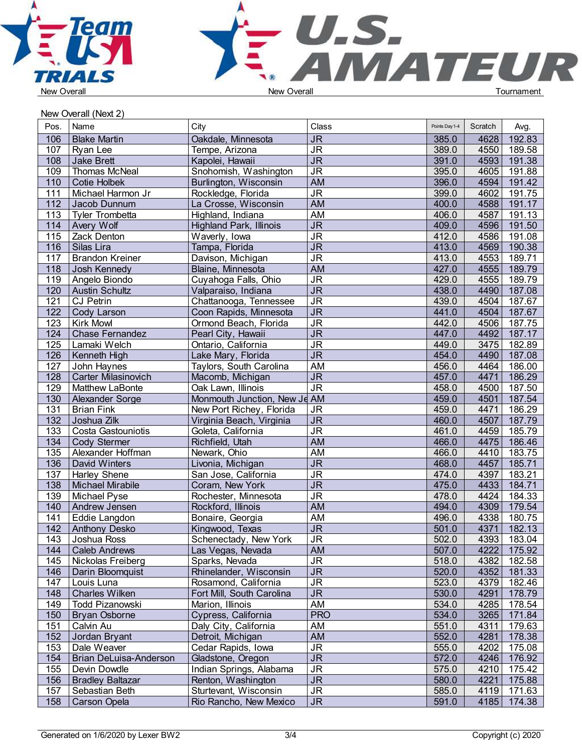New Overall | New Overall | Tournament

## New Overall (Next 2)

| Pos. | Name | City | Class | Points Day 1-4 | Scratch | Avg. |
|---|---|---|---|---|---|---|
| 106 | Blake Martin | Oakdale, Minnesota | JR | 385.0 | 4628 | 192.83 |
| 107 | Ryan Lee | Tempe, Arizona | JR | 389.0 | 4550 | 189.58 |
| 108 | Jake Brett | Kapolei, Hawaii | JR | 391.0 | 4593 | 191.38 |
| 109 | Thomas McNeal | Snohomish, Washington | JR | 395.0 | 4605 | 191.88 |
| 110 | Cotie Holbek | Burlington, Wisconsin | AM | 396.0 | 4594 | 191.42 |
| 111 | Michael Harmon Jr | Rockledge, Florida | JR | 399.0 | 4602 | 191.75 |
| 112 | Jacob Dunnum | La Crosse, Wisconsin | AM | 400.0 | 4588 | 191.17 |
| 113 | Tyler Trombetta | Highland, Indiana | AM | 406.0 | 4587 | 191.13 |
| 114 | Avery Wolf | Highland Park, Illinois | JR | 409.0 | 4596 | 191.50 |
| 115 | Zack Denton | Waverly, Iowa | JR | 412.0 | 4586 | 191.08 |
| 116 | Silas Lira | Tampa, Florida | JR | 413.0 | 4569 | 190.38 |
| 117 | Brandon Kreiner | Davison, Michigan | JR | 413.0 | 4553 | 189.71 |
| 118 | Josh Kennedy | Blaine, Minnesota | AM | 427.0 | 4555 | 189.79 |
| 119 | Angelo Biondo | Cuyahoga Falls, Ohio | JR | 429.0 | 4555 | 189.79 |
| 120 | Austin Schultz | Valparaiso, Indiana | JR | 438.0 | 4490 | 187.08 |
| 121 | CJ Petrin | Chattanooga, Tennessee | JR | 439.0 | 4504 | 187.67 |
| 122 | Cody Larson | Coon Rapids, Minnesota | JR | 441.0 | 4504 | 187.67 |
| 123 | Kirk Mowl | Ormond Beach, Florida | JR | 442.0 | 4506 | 187.75 |
| 124 | Chase Fernandez | Pearl City, Hawaii | JR | 447.0 | 4492 | 187.17 |
| 125 | Lamaki Welch | Ontario, California | JR | 449.0 | 3475 | 182.89 |
| 126 | Kenneth High | Lake Mary, Florida | JR | 454.0 | 4490 | 187.08 |
| 127 | John Haynes | Taylors, South Carolina | AM | 456.0 | 4464 | 186.00 |
| 128 | Carter Milasinovich | Macomb, Michigan | JR | 457.0 | 4471 | 186.29 |
| 129 | Matthew LaBonte | Oak Lawn, Illinois | JR | 458.0 | 4500 | 187.50 |
| 130 | Alexander Sorge | Monmouth Junction, New Je | AM | 459.0 | 4501 | 187.54 |
| 131 | Brian Fink | New Port Richey, Florida | JR | 459.0 | 4471 | 186.29 |
| 132 | Joshua Zilk | Virginia Beach, Virginia | JR | 460.0 | 4507 | 187.79 |
| 133 | Costa Gastouniotis | Goleta, California | JR | 461.0 | 4459 | 185.79 |
| 134 | Cody Stermer | Richfield, Utah | AM | 466.0 | 4475 | 186.46 |
| 135 | Alexander Hoffman | Newark, Ohio | AM | 466.0 | 4410 | 183.75 |
| 136 | David Winters | Livonia, Michigan | JR | 468.0 | 4457 | 185.71 |
| 137 | Harley Shene | San Jose, California | JR | 474.0 | 4397 | 183.21 |
| 138 | Michael Mirabile | Coram, New York | JR | 475.0 | 4433 | 184.71 |
| 139 | Michael Pyse | Rochester, Minnesota | JR | 478.0 | 4424 | 184.33 |
| 140 | Andrew Jensen | Rockford, Illinois | AM | 494.0 | 4309 | 179.54 |
| 141 | Eddie Langdon | Bonaire, Georgia | AM | 496.0 | 4338 | 180.75 |
| 142 | Anthony Desko | Kingwood, Texas | JR | 501.0 | 4371 | 182.13 |
| 143 | Joshua Ross | Schenectady, New York | JR | 502.0 | 4393 | 183.04 |
| 144 | Caleb Andrews | Las Vegas, Nevada | AM | 507.0 | 4222 | 175.92 |
| 145 | Nickolas Freiberg | Sparks, Nevada | JR | 518.0 | 4382 | 182.58 |
| 146 | Darin Bloomquist | Rhinelander, Wisconsin | JR | 520.0 | 4352 | 181.33 |
| 147 | Louis Luna | Rosamond, California | JR | 523.0 | 4379 | 182.46 |
| 148 | Charles Wilken | Fort Mill, South Carolina | JR | 530.0 | 4291 | 178.79 |
| 149 | Todd Pizanowski | Marion, Illinois | AM | 534.0 | 4285 | 178.54 |
| 150 | Bryan Osborne | Cypress, California | PRO | 534.0 | 3265 | 171.84 |
| 151 | Calvin Au | Daly City, California | AM | 551.0 | 4311 | 179.63 |
| 152 | Jordan Bryant | Detroit, Michigan | AM | 552.0 | 4281 | 178.38 |
| 153 | Dale Weaver | Cedar Rapids, Iowa | JR | 555.0 | 4202 | 175.08 |
| 154 | Brian DeLuisa-Anderson | Gladstone, Oregon | JR | 572.0 | 4246 | 176.92 |
| 155 | Devin Dowdle | Indian Springs, Alabama | JR | 575.0 | 4210 | 175.42 |
| 156 | Bradley Baltazar | Renton, Washington | JR | 580.0 | 4221 | 175.88 |
| 157 | Sebastian Beth | Sturtevant, Wisconsin | JR | 585.0 | 4119 | 171.63 |
| 158 | Carson Opela | Rio Rancho, New Mexico | JR | 591.0 | 4185 | 174.38 |

Generated on 1/6/2020 by Lexer BW2 | Copyright (c) 2020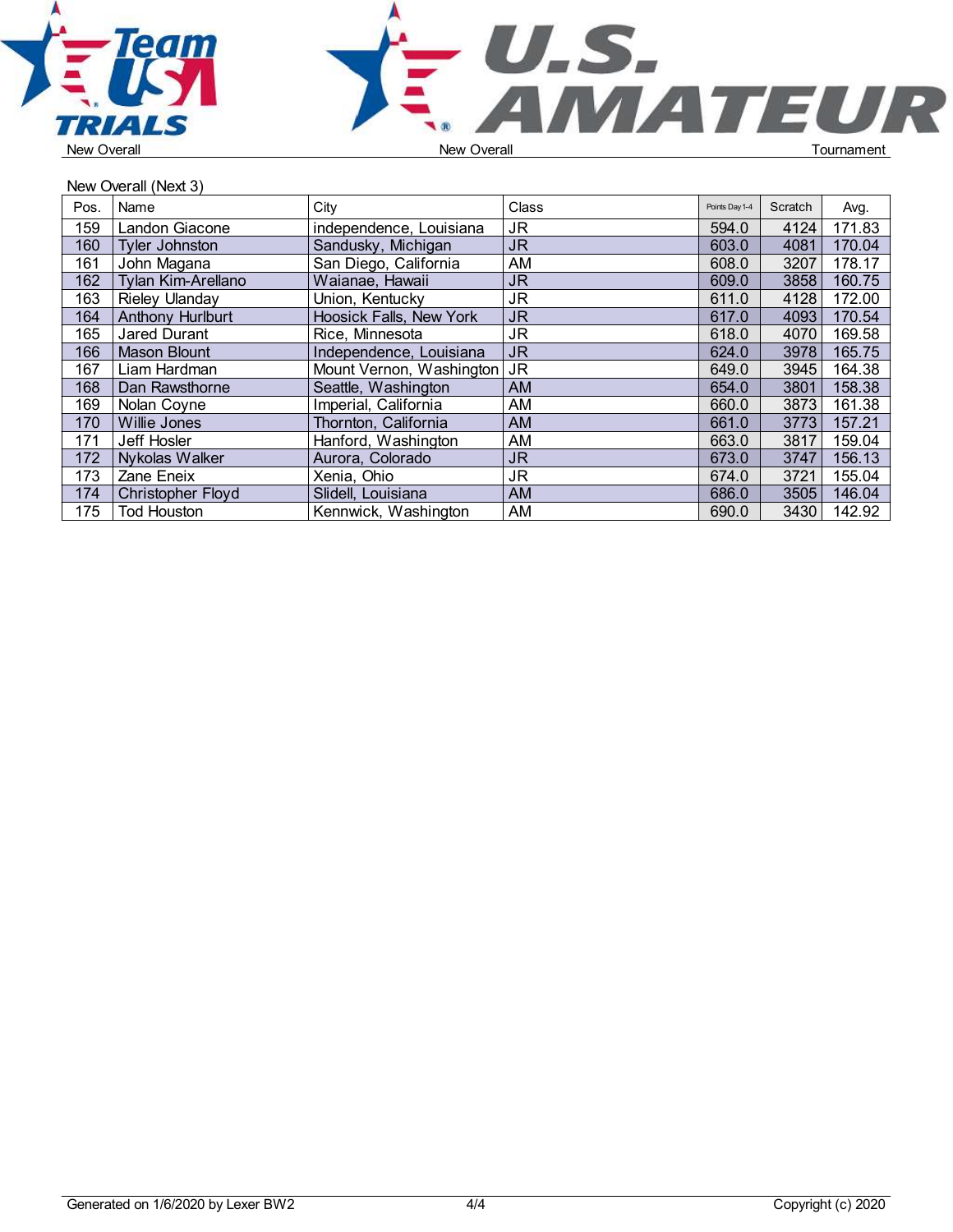New Overall | New Overall | Tournament

New Overall (Next 3)

| Pos. | Name | City | Class | Points Day 1-4 | Scratch | Avg. |
|---|---|---|---|---|---|---|
| 159 | Landon Giacone | independence, Louisiana | JR | 594.0 | 4124 | 171.83 |
| 160 | Tyler Johnston | Sandusky, Michigan | JR | 603.0 | 4081 | 170.04 |
| 161 | John Magana | San Diego, California | AM | 608.0 | 3207 | 178.17 |
| 162 | Tylan Kim-Arellano | Waianae, Hawaii | JR | 609.0 | 3858 | 160.75 |
| 163 | Rieley Ulanday | Union, Kentucky | JR | 611.0 | 4128 | 172.00 |
| 164 | Anthony Hurlburt | Hoosick Falls, New York | JR | 617.0 | 4093 | 170.54 |
| 165 | Jared Durant | Rice, Minnesota | JR | 618.0 | 4070 | 169.58 |
| 166 | Mason Blount | Independence, Louisiana | JR | 624.0 | 3978 | 165.75 |
| 167 | Liam Hardman | Mount Vernon, Washington | JR | 649.0 | 3945 | 164.38 |
| 168 | Dan Rawsthorne | Seattle, Washington | AM | 654.0 | 3801 | 158.38 |
| 169 | Nolan Coyne | Imperial, California | AM | 660.0 | 3873 | 161.38 |
| 170 | Willie Jones | Thornton, California | AM | 661.0 | 3773 | 157.21 |
| 171 | Jeff Hosler | Hanford, Washington | AM | 663.0 | 3817 | 159.04 |
| 172 | Nykolas Walker | Aurora, Colorado | JR | 673.0 | 3747 | 156.13 |
| 173 | Zane Eneix | Xenia, Ohio | JR | 674.0 | 3721 | 155.04 |
| 174 | Christopher Floyd | Slidell, Louisiana | AM | 686.0 | 3505 | 146.04 |
| 175 | Tod Houston | Kennwick, Washington | AM | 690.0 | 3430 | 142.92 |

Generated on 1/6/2020 by Lexer BW2 | Copyright (c) 2020